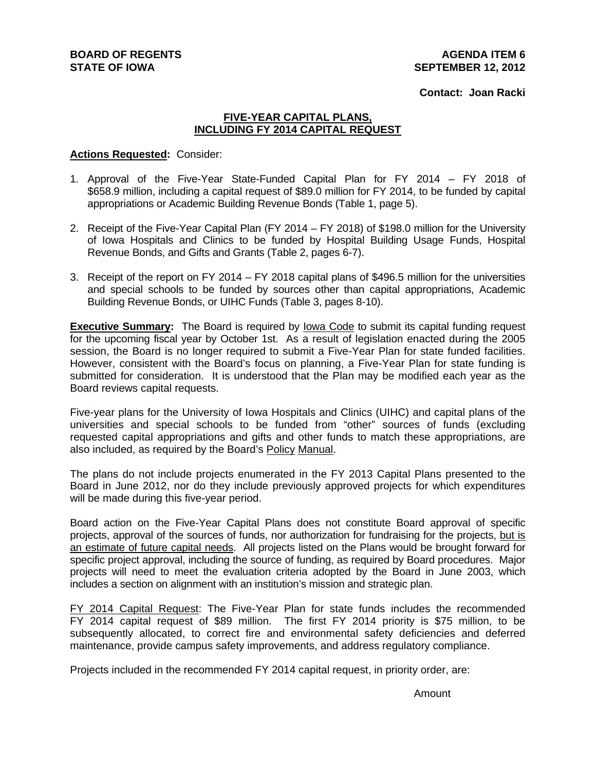**BOARD OF REGENTS**
**STATE OF IOWA**

**AGENDA ITEM 6**
**SEPTEMBER 12, 2012**

**Contact: Joan Racki**

## FIVE-YEAR CAPITAL PLANS, INCLUDING FY 2014 CAPITAL REQUEST

**Actions Requested:** Consider:

1. Approval of the Five-Year State-Funded Capital Plan for FY 2014 – FY 2018 of $658.9 million, including a capital request of $89.0 million for FY 2014, to be funded by capital appropriations or Academic Building Revenue Bonds (Table 1, page 5).

2. Receipt of the Five-Year Capital Plan (FY 2014 – FY 2018) of $198.0 million for the University of Iowa Hospitals and Clinics to be funded by Hospital Building Usage Funds, Hospital Revenue Bonds, and Gifts and Grants (Table 2, pages 6-7).

3. Receipt of the report on FY 2014 – FY 2018 capital plans of $496.5 million for the universities and special schools to be funded by sources other than capital appropriations, Academic Building Revenue Bonds, or UIHC Funds (Table 3, pages 8-10).

**Executive Summary:** The Board is required by Iowa Code to submit its capital funding request for the upcoming fiscal year by October 1st. As a result of legislation enacted during the 2005 session, the Board is no longer required to submit a Five-Year Plan for state funded facilities. However, consistent with the Board's focus on planning, a Five-Year Plan for state funding is submitted for consideration. It is understood that the Plan may be modified each year as the Board reviews capital requests.

Five-year plans for the University of Iowa Hospitals and Clinics (UIHC) and capital plans of the universities and special schools to be funded from "other" sources of funds (excluding requested capital appropriations and gifts and other funds to match these appropriations, are also included, as required by the Board's Policy Manual.

The plans do not include projects enumerated in the FY 2013 Capital Plans presented to the Board in June 2012, nor do they include previously approved projects for which expenditures will be made during this five-year period.

Board action on the Five-Year Capital Plans does not constitute Board approval of specific projects, approval of the sources of funds, nor authorization for fundraising for the projects, but is an estimate of future capital needs. All projects listed on the Plans would be brought forward for specific project approval, including the source of funding, as required by Board procedures. Major projects will need to meet the evaluation criteria adopted by the Board in June 2003, which includes a section on alignment with an institution's mission and strategic plan.

FY 2014 Capital Request: The Five-Year Plan for state funds includes the recommended FY 2014 capital request of $89 million. The first FY 2014 priority is $75 million, to be subsequently allocated, to correct fire and environmental safety deficiencies and deferred maintenance, provide campus safety improvements, and address regulatory compliance.

Projects included in the recommended FY 2014 capital request, in priority order, are:

Amount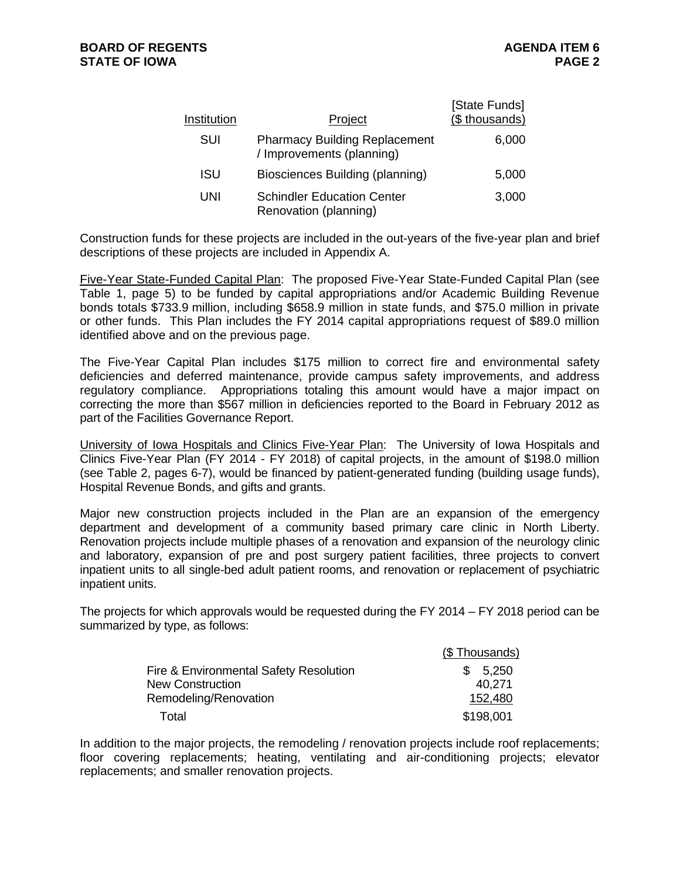| Institution | Project | [State Funds] ($ thousands) |
| --- | --- | --- |
| SUI | Pharmacy Building Replacement / Improvements (planning) | 6,000 |
| ISU | Biosciences Building (planning) | 5,000 |
| UNI | Schindler Education Center Renovation (planning) | 3,000 |

Construction funds for these projects are included in the out-years of the five-year plan and brief descriptions of these projects are included in Appendix A.

Five-Year State-Funded Capital Plan: The proposed Five-Year State-Funded Capital Plan (see Table 1, page 5) to be funded by capital appropriations and/or Academic Building Revenue bonds totals $733.9 million, including $658.9 million in state funds, and $75.0 million in private or other funds. This Plan includes the FY 2014 capital appropriations request of $89.0 million identified above and on the previous page.

The Five-Year Capital Plan includes $175 million to correct fire and environmental safety deficiencies and deferred maintenance, provide campus safety improvements, and address regulatory compliance. Appropriations totaling this amount would have a major impact on correcting the more than $567 million in deficiencies reported to the Board in February 2012 as part of the Facilities Governance Report.

University of Iowa Hospitals and Clinics Five-Year Plan: The University of Iowa Hospitals and Clinics Five-Year Plan (FY 2014 - FY 2018) of capital projects, in the amount of $198.0 million (see Table 2, pages 6-7), would be financed by patient-generated funding (building usage funds), Hospital Revenue Bonds, and gifts and grants.

Major new construction projects included in the Plan are an expansion of the emergency department and development of a community based primary care clinic in North Liberty. Renovation projects include multiple phases of a renovation and expansion of the neurology clinic and laboratory, expansion of pre and post surgery patient facilities, three projects to convert inpatient units to all single-bed adult patient rooms, and renovation or replacement of psychiatric inpatient units.

The projects for which approvals would be requested during the FY 2014 – FY 2018 period can be summarized by type, as follows:

| | ($ Thousands) |
| --- | --- |
| Fire & Environmental Safety Resolution | $ 5,250 |
| New Construction | 40,271 |
| Remodeling/Renovation | 152,480 |
| Total | $198,001 |

In addition to the major projects, the remodeling / renovation projects include roof replacements; floor covering replacements; heating, ventilating and air-conditioning projects; elevator replacements; and smaller renovation projects.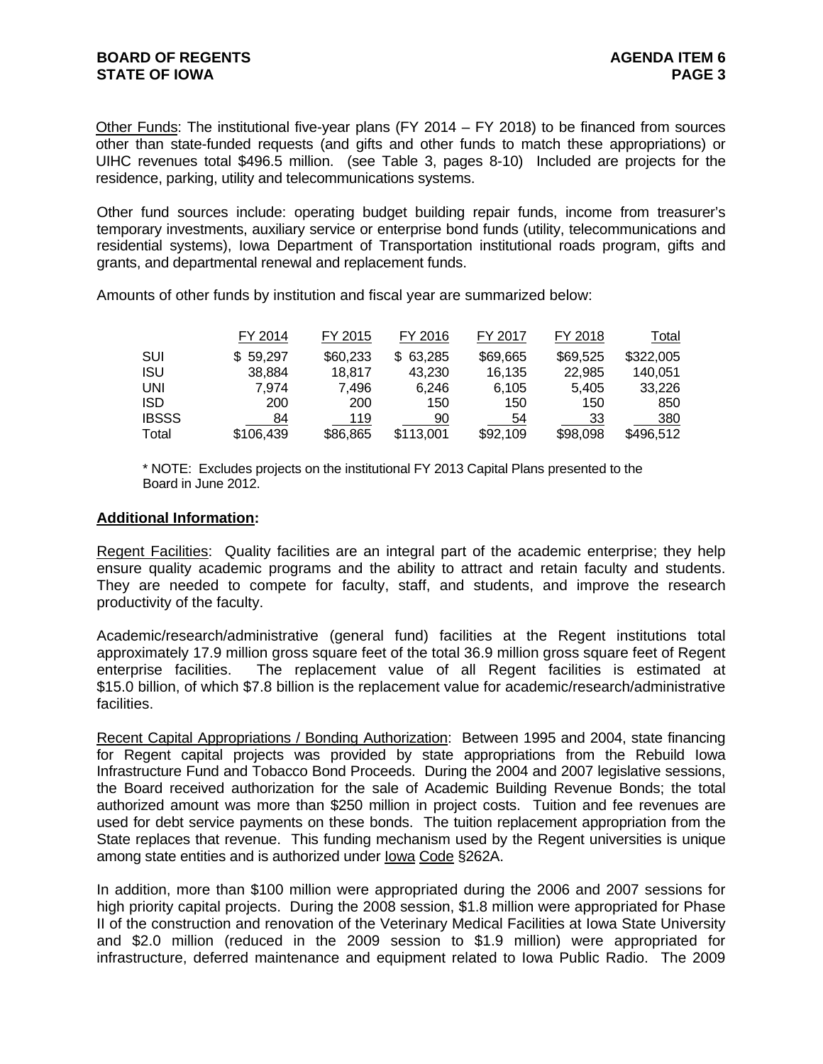Other Funds: The institutional five-year plans (FY 2014 – FY 2018) to be financed from sources other than state-funded requests (and gifts and other funds to match these appropriations) or UIHC revenues total $496.5 million. (see Table 3, pages 8-10) Included are projects for the residence, parking, utility and telecommunications systems.

Other fund sources include: operating budget building repair funds, income from treasurer's temporary investments, auxiliary service or enterprise bond funds (utility, telecommunications and residential systems), Iowa Department of Transportation institutional roads program, gifts and grants, and departmental renewal and replacement funds.

Amounts of other funds by institution and fiscal year are summarized below:

| | FY 2014 | FY 2015 | FY 2016 | FY 2017 | FY 2018 | Total |
|---|---|---|---|---|---|---|
| SUI | $ 59,297 | $60,233 | $ 63,285 | $69,665 | $69,525 | $322,005 |
| ISU | 38,884 | 18,817 | 43,230 | 16,135 | 22,985 | 140,051 |
| UNI | 7,974 | 7,496 | 6,246 | 6,105 | 5,405 | 33,226 |
| ISD | 200 | 200 | 150 | 150 | 150 | 850 |
| IBSSS | 84 | 119 | 90 | 54 | 33 | 380 |
| Total | $106,439 | $86,865 | $113,001 | $92,109 | $98,098 | $496,512 |

\* NOTE: Excludes projects on the institutional FY 2013 Capital Plans presented to the Board in June 2012.

**Additional Information:**

Regent Facilities: Quality facilities are an integral part of the academic enterprise; they help ensure quality academic programs and the ability to attract and retain faculty and students. They are needed to compete for faculty, staff, and students, and improve the research productivity of the faculty.

Academic/research/administrative (general fund) facilities at the Regent institutions total approximately 17.9 million gross square feet of the total 36.9 million gross square feet of Regent enterprise facilities. The replacement value of all Regent facilities is estimated at $15.0 billion, of which $7.8 billion is the replacement value for academic/research/administrative facilities.

Recent Capital Appropriations / Bonding Authorization: Between 1995 and 2004, state financing for Regent capital projects was provided by state appropriations from the Rebuild Iowa Infrastructure Fund and Tobacco Bond Proceeds. During the 2004 and 2007 legislative sessions, the Board received authorization for the sale of Academic Building Revenue Bonds; the total authorized amount was more than $250 million in project costs. Tuition and fee revenues are used for debt service payments on these bonds. The tuition replacement appropriation from the State replaces that revenue. This funding mechanism used by the Regent universities is unique among state entities and is authorized under Iowa Code §262A.

In addition, more than $100 million were appropriated during the 2006 and 2007 sessions for high priority capital projects. During the 2008 session, $1.8 million were appropriated for Phase II of the construction and renovation of the Veterinary Medical Facilities at Iowa State University and $2.0 million (reduced in the 2009 session to $1.9 million) were appropriated for infrastructure, deferred maintenance and equipment related to Iowa Public Radio. The 2009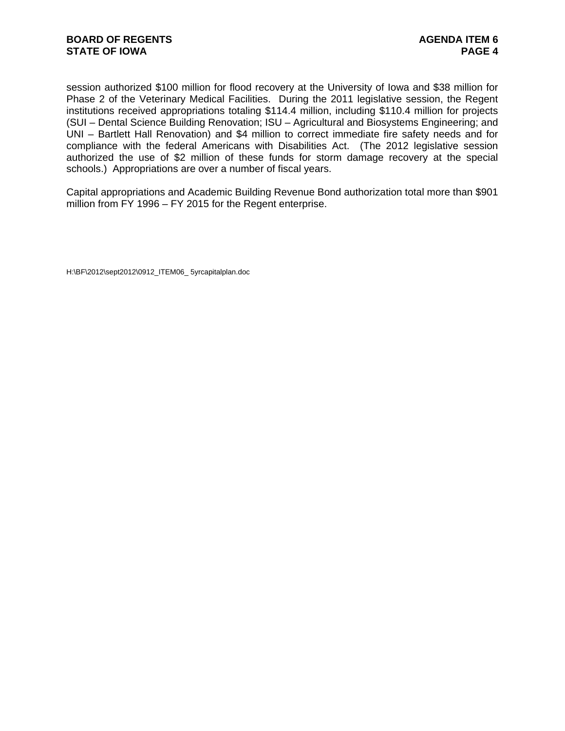session authorized $100 million for flood recovery at the University of Iowa and $38 million for Phase 2 of the Veterinary Medical Facilities. During the 2011 legislative session, the Regent institutions received appropriations totaling $114.4 million, including $110.4 million for projects (SUI – Dental Science Building Renovation; ISU – Agricultural and Biosystems Engineering; and UNI – Bartlett Hall Renovation) and $4 million to correct immediate fire safety needs and for compliance with the federal Americans with Disabilities Act. (The 2012 legislative session authorized the use of $2 million of these funds for storm damage recovery at the special schools.) Appropriations are over a number of fiscal years.

Capital appropriations and Academic Building Revenue Bond authorization total more than $901 million from FY 1996 – FY 2015 for the Regent enterprise.

H:\BF\2012\sept2012\0912_ITEM06_ 5yrcapitalplan.doc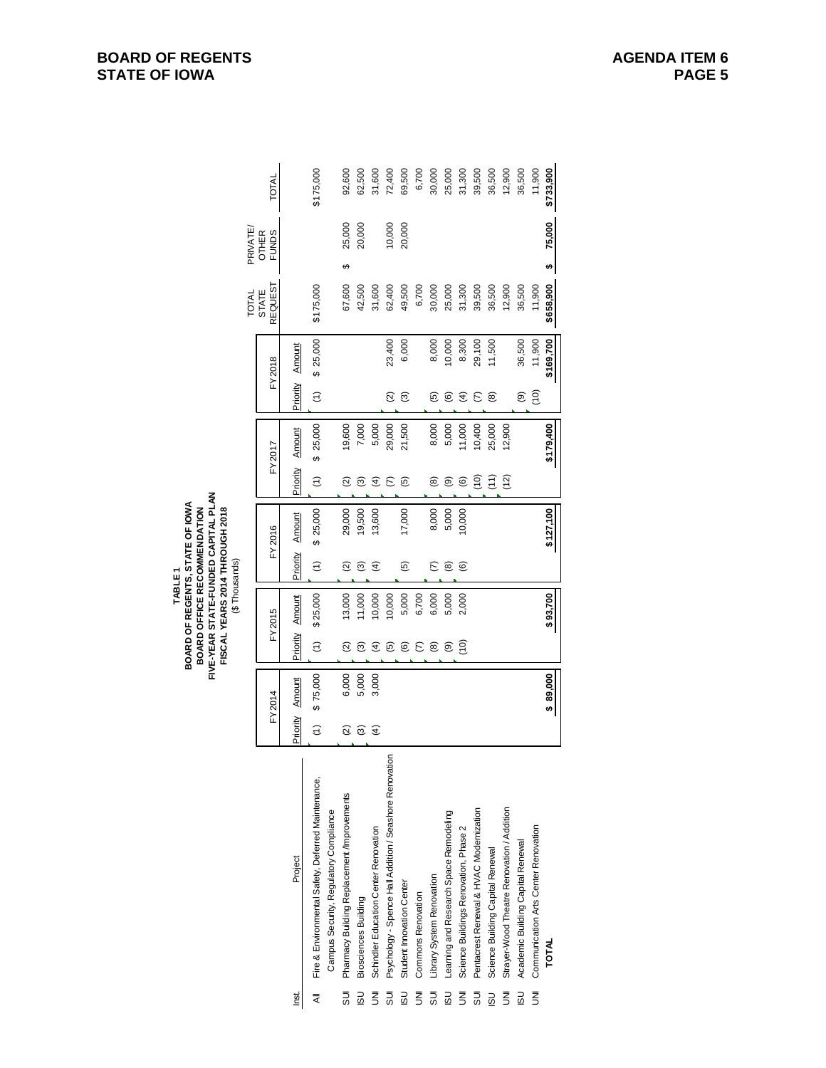**TABLE 1**
**BOARD OF REGENTS, STATE OF IOWA**
**BOARD OFFICE RECOMMENDATION**
**FIVE-YEAR STATE-FUNDED CAPITAL PLAN**
**FISCAL YEARS 2014 THROUGH 2018**
($ Thousands)

| Inst. | Project | FY 2014 | | FY 2015 | | FY 2016 | | FY 2017 | | FY 2018 | | TOTAL STATE REQUEST | PRIVATE/ OTHER FUNDS | TOTAL |
|---|---|---|---|---|---|---|---|---|---|---|---|---|---|---|
| | | Priority | Amount | Priority | Amount | Priority | Amount | Priority | Amount | Priority | Amount | | | |
| All | Fire & Environmental Safety, Deferred Maintenance, Campus Security, Regulatory Compliance | (1) | $ 75,000 | (1) | $ 25,000 | (1) | $ 25,000 | (1) | $ 25,000 | (1) | $ 25,000 | $175,000 | | $175,000 |
| SUI | Pharmacy Building Replacement /Improvements | (2) | 6,000 | (2) | 13,000 | (2) | 29,000 | (2) | 19,600 | | | 67,600 | $ 25,000 | 92,600 |
| ISU | Biosciences Building | (3) | 5,000 | (3) | 11,000 | (3) | 19,500 | (3) | 7,000 | | | 42,500 | 20,000 | 62,500 |
| UNI | Schindler Education Center Renovation | (4) | 3,000 | (4) | 10,000 | (4) | 13,600 | (4) | 5,000 | | | 31,600 | | 31,600 |
| SUI | Psychology - Spence Hall Addition / Seashore Renovation | | | (5) | 10,000 | | | (7) | 29,000 | (2) | 23,400 | 62,400 | 10,000 | 72,400 |
| ISU | Student Innovation Center | | | (6) | 5,000 | (5) | 17,000 | (5) | 21,500 | (3) | 6,000 | 49,500 | 20,000 | 69,500 |
| UNI | Commons Renovation | | | (7) | 6,700 | | | | | | | 6,700 | | 6,700 |
| SUI | Library System Renovation | | | (8) | 6,000 | (7) | 8,000 | (8) | 8,000 | (5) | 8,000 | 30,000 | | 30,000 |
| ISU | Learning and Research Space Remodeling | | | (9) | 5,000 | (8) | 5,000 | (9) | 5,000 | (6) | 10,000 | 25,000 | | 25,000 |
| UNI | Science Buildings Renovation, Phase 2 | | | (10) | 2,000 | (6) | 10,000 | (6) | 11,000 | (4) | 8,300 | 31,300 | | 31,300 |
| SUI | Pentacrest Renewal & HVAC Modernization | | | | | | | (10) | 10,400 | (7) | 29,100 | 39,500 | | 39,500 |
| ISU | Science Building Capital Renewal | | | | | | | (11) | 25,000 | (8) | 11,500 | 36,500 | | 36,500 |
| UNI | Strayer-Wood Theatre Renovation / Addition | | | | | | | (12) | 12,900 | | | 12,900 | | 12,900 |
| ISU | Academic Building Capital Renewal | | | | | | | | | (9) | 36,500 | 36,500 | | 36,500 |
| UNI | Communication Arts Center Renovation | | | | | | | | | (10) | 11,900 | 11,900 | | 11,900 |
| | **TOTAL** | | **$ 89,000** | | **$ 93,700** | | **$127,100** | | **$179,400** | | **$169,700** | **$658,900** | **$ 75,000** | **$733,900** |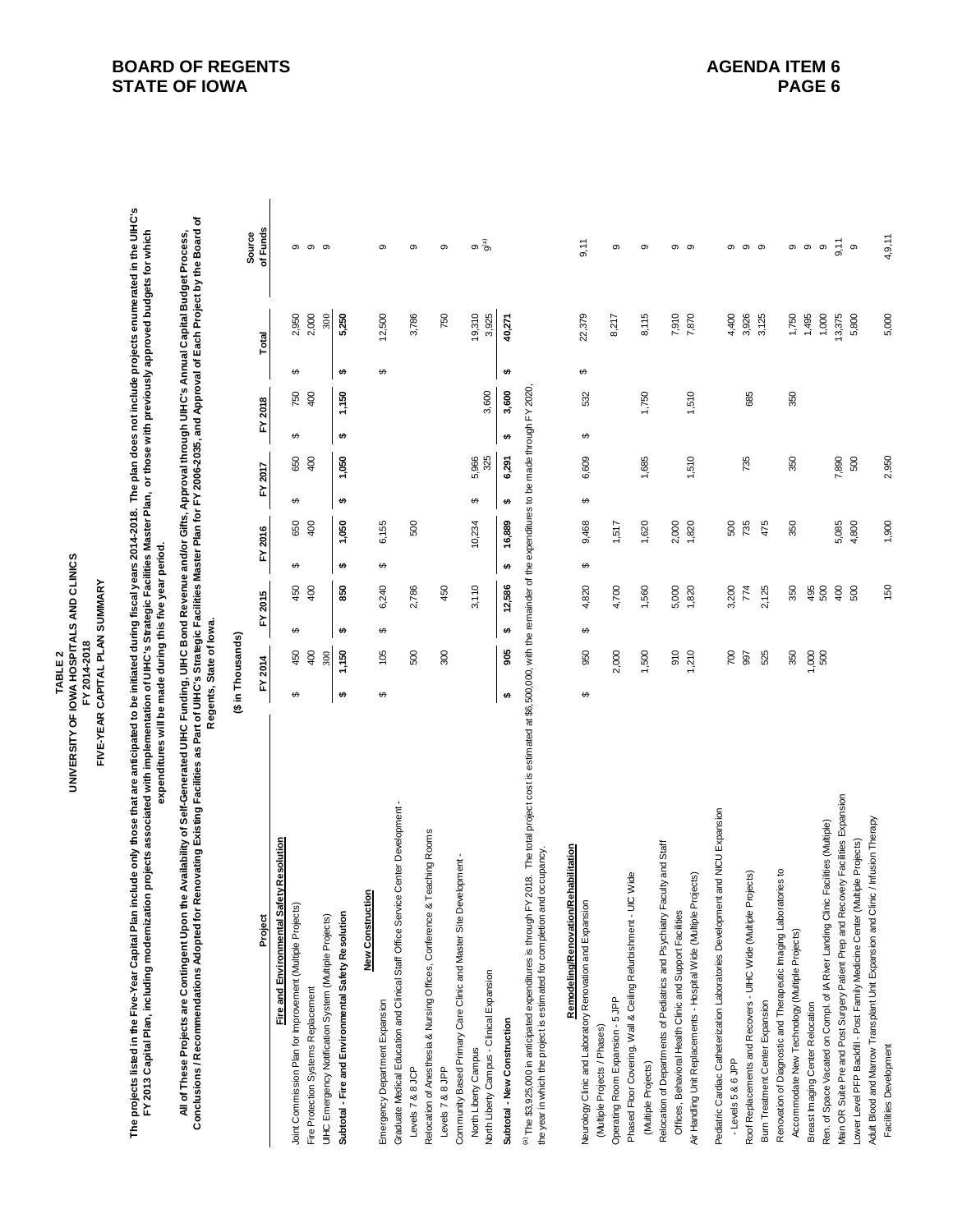**BOARD OF REGENTS**
**STATE OF IOWA**

**AGENDA ITEM 6**
**PAGE 6**

**TABLE 2**
**UNIVERSITY OF IOWA HOSPITALS AND CLINICS**
**FY 2014-2018**
**FIVE-YEAR CAPITAL PLAN SUMMARY**

**The projects listed in the Five-Year Capital Plan include only those that are anticipated to be initiated during fiscal years 2014-2018. The plan does not include projects enumerated in the UIHC's FY 2013 Capital Plan, including modernization projects associated with implementation of UIHC's Strategic Facilities Master Plan, or those with previously approved budgets for which expenditures will be made during this five year period.**

**All of These Projects are Contingent Upon the Availability of Self-Generated UIHC Funding, UIHC Bond Revenue and/or Gifts, Approval through UIHC's Annual Capital Budget Process, Conclusions / Recommendations Adopted for Renovating Existing Facilities as Part of UIHC's Strategic Facilities Master Plan for FY 2006-2035, and Approval of Each Project by the Board of Regents, State of Iowa.**

($ in Thousands)

| Project | FY 2014 | FY 2015 | FY 2016 | FY 2017 | FY 2018 | Total | Source of Funds |
|---|---|---|---|---|---|---|---|
| **Fire and Environmental Safety Resolution** | | | | | | | |
| Joint Commission Plan for Improvement (Multiple Projects) | $ 450 | $ 450 | $ 650 | $ 650 | $ 750 | $ 2,950 | 9 |
| Fire Protection Systems Replacement | 400 | 400 | 400 | 400 | 400 | 2,000 | 9 |
| UIHC Emergency Notification System (Multiple Projects) | 300 | | | | | 300 | 9 |
| **Subtotal - Fire and Environmental Safety Resolution** | **$ 1,150** | **$ 850** | **$ 1,050** | **$ 1,050** | **$ 1,150** | **$ 5,250** | |
| **New Construction** | | | | | | | |
| Emergency Department Expansion | $ 105 | $ 6,240 | $ 6,155 | | | $ 12,500 | 9 |
| Graduate Medical Education and Clinical Staff Office Service Center Development - Levels 7 & 8 JCP | 500 | 2,786 | 500 | | | 3,786 | 9 |
| Relocation of Anesthesia & Nursing Offices, Conference & Teaching Rooms Levels 7 & 8 JPP | 300 | 450 | | | | 750 | 9 |
| Community Based Primary Care Clinic and Master Site Development - North Liberty Campus | | 3,110 | 10,234 | $ 5,966 | | 19,310 | 9 |
| North Liberty Campus - Clinical Expansion | | | | 325 | 3,600 | 3,925 | 9[a] |
| **Subtotal - New Construction** | **$ 905** | **$ 12,586** | **$ 16,889** | **$ 6,291** | **$ 3,600** | **$ 40,271** | |

[a] The $3,925,000 in anticipated expenditures is through FY 2018. The total project cost is estimated at $6,500,000, with the remainder of the expenditures to be made through FY 2020, the year in which the project is estimated for completion and occupancy.

| Project | FY 2014 | FY 2015 | FY 2016 | FY 2017 | FY 2018 | Total | Source of Funds |
|---|---|---|---|---|---|---|---|
| **Remodeling/Renovation/Rehabilitation** | | | | | | | |
| Neurology Clinic and Laboratory Renovation and Expansion (Multiple Projects / Phases) | $ 950 | $ 4,820 | $ 9,468 | $ 6,609 | $ 532 | $ 22,379 | 9,11 |
| Operating Room Expansion - 5 JPP | 2,000 | 4,700 | 1,517 | | | 8,217 | 9 |
| Phased Floor Covering, Wall & Ceiling Refurbishment - UIC Wide (Multiple Projects) | 1,500 | 1,560 | 1,620 | 1,685 | 1,750 | 8,115 | 9 |
| Relocation of Departments of Pediatrics and Psychiatry Faculty and Staff Offices, Behavioral Health Clinic and Support Facilities | 910 | 5,000 | 2,000 | | | 7,910 | 9 |
| Air Handling Unit Replacements - Hospital Wide (Multiple Projects) | 1,210 | 1,820 | 1,820 | 1,510 | 1,510 | 7,870 | 9 |
| Pediatric Cardiac Catheterization Laboratories Development and NICU Expansion - Levels 5 & 6 JPP | 700 | 3,200 | 500 | | | 4,400 | 9 |
| Roof Replacements and Recovers - UIHC Wide (Multiple Projects) | 997 | 774 | 735 | 735 | 685 | 3,926 | 9 |
| Burn Treatment Center Expansion | 525 | 2,125 | 475 | | | 3,125 | 9 |
| Renovation of Diagnostic and Therapeutic Imaging Laboratories to Accommodate New Technology (Multiple Projects) | 350 | 350 | 350 | 350 | 350 | 1,750 | 9 |
| Breast Imaging Center Relocation | 1,000 | 495 | | | | 1,495 | 9 |
| Ren. of Space Vacated on Compl. of IA River Landing Clinic Facilities (Multiple) | 500 | 500 | | | | 1,000 | 9 |
| Main OR Suite Pre and Post Surgery Patient Prep and Recovery Facilities Expansion | | 400 | 5,085 | 7,890 | | 13,375 | 9,11 |
| Lower Level PFP Backfill - Post Family Medicine Center (Multiple Projects) | | 500 | 4,800 | 500 | | 5,800 | 9 |
| Adult Blood and Marrow Transplant Unit Expansion and Clinic / Infusion Therapy Facilities Development | | 150 | 1,900 | 2,950 | | 5,000 | 4,9,11 |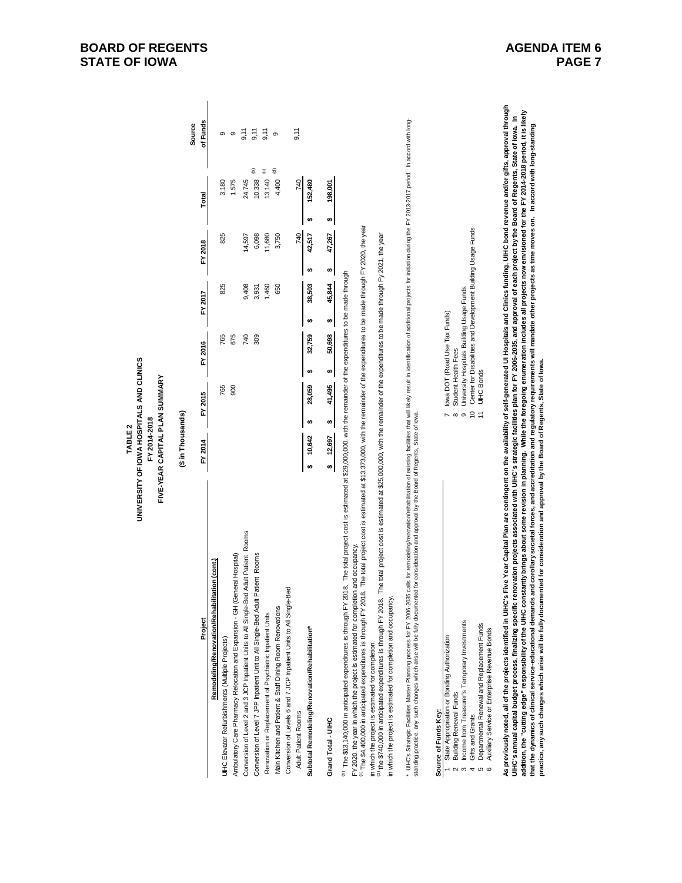**TABLE 2**
**UNIVERSITY OF IOWA HOSPITALS AND CLINICS**
**FY 2014-2018**
**FIVE-YEAR CAPITAL PLAN SUMMARY**

**($ in Thousands)**

| Project | FY 2014 | FY 2015 | FY 2016 | FY 2017 | FY 2018 | Total | Source of Funds |
|---|---|---|---|---|---|---|---|
| **Remodeling/Renovation/Rehabilitation (cont.)** | | | | | | | |
| UIHC Elevator Refurbishments (Multiple Projects) | | 765 | 765 | 825 | 825 | 3,180 | 9 |
| Ambulatory Care Pharmacy Relocation and Expansion - GH (General Hospital) | | 900 | 675 | | | 1,575 | 9 |
| Conversion of Level 2 and 3 JCP Inpatient Units to All Single-Bed Adult Patient Rooms | | | 740 | 9,408 | 14,597 | 24,745 [b] | 9,11 |
| Conversion of Level 7 JPP Inpatient Unit to All Single-Bed Adult Patient Rooms | | | 309 | 3,931 | 6,098 | 10,338 [c] | 9,11 |
| Renovation or Replacement of Psychiatric Inpatient Units | | | | 1,460 | 11,680 | 13,140 [d] | 9,11 |
| Main Kitchen and Patient & Staff Dining Room Renovations | | | | 650 | 3,750 | 4,400 | 9 |
| Conversion of Levels 6 and 7 JCP Inpatient Units to All Single-Bed Adult Patient Rooms | | | | | 740 | 740 | 9,11 |
| **Subtotal Remodeling/Renovation/Rehabilitation*** | $ 10,642 | $ 28,059 | $ 32,759 | $ 38,503 | $ 42,517 | $ 152,480 | |
| **Grand Total - UIHC** | $ 12,697 | $ 41,495 | $ 50,698 | $ 45,844 | $ 47,267 | $ 198,001 | |

[b] The $13,140,000 in anticipated expenditures is through FY 2018. The total project cost is estimated at $29,000,000, with the remainder of the expenditures to be made through FY 2020, the year in which the project is estimated for completion and occupancy.
[c] The $4,400,000 in anticipated expenditures is through FY 2018. The total project cost is estimated at $13,373,000, with the remainder of the expenditures to be made through FY 2020, the year in which the project is estimated for completion.
[d] the $740,000 in anticipated expenditures is through FY 2018. The total project cost is estimated at $25,000,000, with the remainder of the expenditures to be made through FY 2021, the year in which the project is estimated for completion and occupancy.

\* UIHC's Strategic Facilities Master Planning process for FY 2006-2035 calls for remodeling/renovation/rehabilitation of existing facilities that will likely result in identification of additional projects for initiation during the FY 2013-2017 period. In accord with long-standing practice, any such changes which arise will be fully documented for consideration and approval by the Board of Regents, State of Iowa.

**Source of Funds Key:**

1 State Appropriation or Bonding Authorization
2 Building Renewal Funds
3 Income from Treasurer's Temporary Investments
4 Gifts and Grants
5 Departmental Renewal and Replacement Funds
6 Auxiliary Service or Enterprise Revenue Bonds
7 Iowa DOT (Road Use Tax Funds)
8 Student Health Fees
9 University Hospitals Building Usage Funds
10 Center for Disabilities and Development Building Usage Funds
11 UIHC Bonds

**As previously noted, all of the projects identified in UIHC's Five Year Capital Plan are contingent on the availability of self-generated UI Hospitals and Clinics funding, UIHC bond revenue and/or gifts, approval through UIHC's annual capital budget process, finalizing specific renovation projects associated with UIHC's strategic facilities plan for FY 2006-2035, and approval of each project by the Board of Regents, State of Iowa. In addition, the "cutting edge" responsibility of the UIHC constantly brings about some revision in planning. While the foregoing enumeration includes all projects now envisioned for the FY 2014-2018 period, it is likely that the dynamics of clinical service-educational demands and corollary societal forces, and accreditation and regulatory requirements will mandate other projects as time moves on. In accord with long-standing practice, any such changes which arise will be fully documented for consideration and approval by the Board of Regents, State of Iowa.**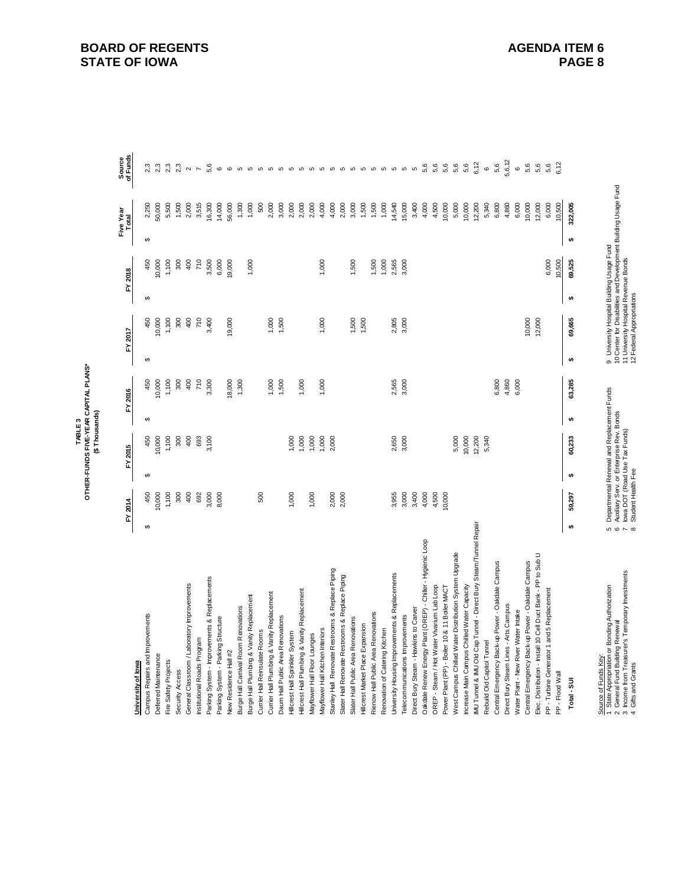**TABLE 3**
**OTHER-FUNDS FIVE-YEAR CAPITAL PLANS***
**($ Thousands)**

| University of Iowa | FY 2014 | FY 2015 | FY 2016 | FY 2017 | FY 2018 | Five Year Total | Source of Funds |
|---|---|---|---|---|---|---|---|
| Campus Repairs and Improvements | $ 450 | $ 450 | $ 450 | $ 450 | $ 450 | $ 2,250 | 2,3 |
| Deferred Maintenance | 10,000 | 10,000 | 10,000 | 10,000 | 10,000 | 50,000 | 2,3 |
| Fire Safety Projects | 1,100 | 1,100 | 1,100 | 1,100 | 1,100 | 5,500 | 2,3 |
| Security Access | 300 | 300 | 300 | 300 | 300 | 1,500 | 2,3 |
| General Classroom / Laboratory Improvements | 400 | 400 | 400 | 400 | 400 | 2,000 | 2 |
| Institutional Roads Program | 692 | 693 | 710 | 710 | 710 | 3,515 | 7 |
| Parking System - Improvements & Replacements | 3,000 | 3,100 | 3,300 | 3,400 | 3,500 | 16,300 | 5,6 |
| Parking System - Parking Structure | 8,000 | | | | 6,000 | 14,000 | 6 |
| New Residence Hall #2 | | | 18,000 | 19,000 | 19,000 | 56,000 | 6 |
| Burge Hall Carnival Room Renovations | | | 1,300 | | | 1,300 | 5 |
| Burge Hall Plumbing & Vanity Replacement | | | | | 1,000 | 1,000 | 5 |
| Currier Hall Reinsulate Rooms | 500 | | | | | 500 | 5 |
| Currier Hall Plumbing & Vanity Replacement | | | 1,000 | 1,000 | | 2,000 | 5 |
| Daum Hall Public Area Renovations | | | 1,500 | 1,500 | | 3,000 | 5 |
| Hillcrest Hall Sprinkler System | 1,000 | 1,000 | | | | 2,000 | 5 |
| Hillcrest Hall Plumbing & Vanity Replacement | | 1,000 | 1,000 | | | 2,000 | 5 |
| Mayflower Hall Floor Lounges | 1,000 | 1,000 | | | | 2,000 | 5 |
| Mayflower Hall Kitchen Interiors | | 1,000 | 1,000 | 1,000 | 1,000 | 4,000 | 5 |
| Stanley Hall Renovate Restrooms & Replace Piping | 2,000 | 2,000 | | | | 4,000 | 5 |
| Slater Hall Renovate Restrooms & Replace Piping | 2,000 | | | | | 2,000 | 5 |
| Slater Hall Public Area Renovations | | | | 1,500 | 1,500 | 3,000 | 5 |
| Hillcrest Market Place Expansion | | | | 1,500 | | 1,500 | 5 |
| Rienow Hall Public Area Renovations | | | | | 1,500 | 1,500 | 5 |
| Renovation of Catering Kitchen | | | | | 1,000 | 1,000 | 5 |
| University Housing Improvements & Replacements | 3,955 | 2,650 | 2,565 | 2,805 | 2,565 | 14,540 | 5 |
| Telecommunications Improvements | 3,000 | 3,000 | 3,000 | 3,000 | 3,000 | 15,000 | 5 |
| Direct Bury Steam - Hawkins to Carver | 3,400 | | | | | 3,400 | 5 |
| Oakdale Renew Energy Plant (OREP) - Chiller - Hygienic Loop | 4,000 | | | | | 4,000 | 5,6 |
| OREP - Steam / Hot Water Vivarium Lab Loop | 4,500 | | | | | 4,500 | 5,6 |
| Power Plant (PP) - Boiler 10 & 11 Boiler MACT | 10,000 | | | | | 10,000 | 5,6 |
| West Campus Chilled Water Distribution System Upgrade | | 5,000 | | | | 5,000 | 5,6 |
| Increase Main Campus Chilled Water Capacity | | 10,000 | | | | 10,000 | 5,6 |
| IMU Tunnel & IMU Old Cap Tunnel - Direct Bury Steam/Tunnel Repair | | 12,200 | | | | 12,200 | 6,12 |
| Rebuild Old Capitol Tunnel | | 5,340 | | | | 5,340 | 6 |
| Central Emergency Back-up Power - Oakdale Campus | | | 6,800 | | | 6,800 | 5,6 |
| Direct Bury Steam Lines - Arts Campus | | | 4,860 | | | 4,860 | 5,6,12 |
| Water Plant - New River Water Intake | | | 6,000 | | | 6,000 | 6 |
| Central Emergency Back-up Power - Oakdale Campus | | | | 10,000 | | 10,000 | 5,6 |
| Elec. Distribution - Install 10 Cell Duct Bank - PP to Sub U | | | | 12,000 | | 12,000 | 5,6 |
| PP - Turbine Generator 1 and 5 Replacement | | | | | 6,000 | 6,000 | 5,6 |
| PP - Flood Wall | | | | | 10,500 | 10,500 | 6,12 |
| **Total - SUI** | **$ 59,297** | **$ 60,233** | **$ 63,285** | **$ 69,665** | **$ 69,525** | **$ 322,005** | |

Source of Funds Key:
1 State Appropriation or Bonding Authorization
2 General Fund Building Renewal
3 Income from Treasurer's Temporary Investments
4 Gifts and Grants
5 Departmental Renewal and Replacement Funds
6 Auxiliary Serv. or Enterprise Rev. Bonds
7 Iowa DOT (Road Use Tax Funds)
8 Student Health Fee
9 University Hospital Building Usage Fund
10 Center for Disabilities and Development Building Usage Fund
11 University Hospital Revenue Bonds
12 Federal Appropriations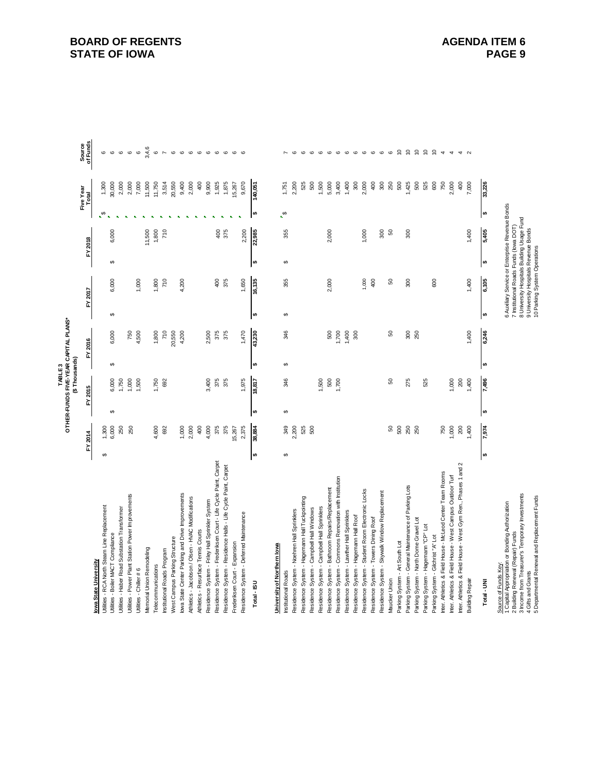**TABLE 3**
**OTHER-FUNDS FIVE-YEAR CAPITAL PLANS***
**($ Thousands)**

| | FY 2014 | FY 2015 | FY 2016 | FY 2017 | FY 2018 | Five Year Total | Source of Funds |
|---|---|---|---|---|---|---|---|
| **Iowa State University** | | | | | | | |
| Utilities - RCA North Steam Line Replacement | $ 1,300 | | | | | $ 1,300 | 6 |
| Utilities - Boiler MACT Compliance | 6,000 | $ 6,000 | $ 6,000 | $ 6,000 | $ 6,000 | 30,000 | 6 |
| Utilities - Haber Road Substation Transformer | 250 | 1,750 | | | | 2,000 | 6 |
| Utilities - Power Plant Station Power Improvements | 250 | 1,000 | 750 | | | 2,000 | 6 |
| Utilities - Chiller # 6 | | 1,500 | 4,500 | 1,000 | | 7,000 | 6 |
| Memorial Union Remodeling | | | | | 11,500 | 11,500 | 3,4,6 |
| Telecommunications | 4,600 | 1,750 | 1,800 | 1,800 | 1,800 | 11,750 | 6 |
| Institutional Roads Program | 692 | 692 | 710 | 710 | 710 | 3,514 | 7 |
| West Campus Parking Structure | | | 20,550 | | | 20,550 | 6 |
| Iowa State Center Parking and Drive Improvements | 1,000 | | 4,200 | 4,200 | | 9,400 | 6 |
| Athletics - Jacobson / Olsen - HVAC Modifications | 2,000 | | | | | 2,000 | 6 |
| Athletics - Resurface Tennis Courts | 400 | | | | | 400 | 6 |
| Residence System - Friley Hall Sprinkler System | 4,000 | 3,400 | 2,500 | | | 9,900 | 6 |
| Residence System - Fredericksen Court - Life Cycle Paint, Carpet | 375 | 375 | 375 | 400 | 400 | 1,925 | 6 |
| Residence System - Residence Halls - Life Cycle Paint, Carpet | 375 | 375 | 375 | 375 | 375 | 1,875 | 6 |
| Fredericksen Court - Expansion | 15,267 | | | | | 15,267 | 6 |
| Residence System - Deferred Maintenance | 2,375 | 1,975 | 1,470 | 1,650 | 2,200 | 9,670 | 6 |
| **Total - ISU** | **$ 38,884** | **$ 18,817** | **$ 43,230** | **$ 16,135** | **$ 22,985** | **$ 140,051** | |
| **University of Northern Iowa** | | | | | | | |
| Institutional Roads | $ 349 | $ 346 | $ 346 | $ 355 | $ 355 | $ 1,751 | 7 |
| Residence System - Noehren Hall Sprinklers | 2,200 | | | | | 2,200 | 6 |
| Residence System - Hagemann Hall Tuckpointing | 525 | | | | | 525 | 6 |
| Residence System - Campbell Hall Windows | 500 | | | | | 500 | 6 |
| Residence System - Campbell Hall Sprinklers | | 1,500 | | | | 1,500 | 6 |
| Residence System - Bathroom Repairs/Replacement | | 500 | 500 | 2,000 | 2,000 | 5,000 | 6 |
| Residence System - Commons Renovation with Institution | | 1,700 | 1,700 | | | 3,400 | 6 |
| Residence System - Lawther Hall Sprinklers | | | 1,400 | | | 1,400 | 6 |
| Residence System - Hagemann Hall Roof | | | 300 | | | 300 | 6 |
| Residence System - Student Room Electronic Locks | | | | 1,000 | 1,000 | 2,000 | 6 |
| Residence System - Towers Dining Roof | | | | 400 | | 400 | 6 |
| Residence System - Skywalk Window Replacement | | | | | 300 | 300 | 6 |
| Maucker Union | 50 | 50 | 50 | 50 | 50 | 250 | 6 |
| Parking System - Art South Lot | 500 | | | | | 500 | 10 |
| Parking System - General Maintenance of Parking Lots | 250 | 275 | 300 | 300 | 300 | 1,425 | 10 |
| Parking System - North Dome Gravel Lot | 250 | | 250 | | | 500 | 10 |
| Parking System - Hagemann "CP" Lot | | 525 | | | | 525 | 10 |
| Parking System - Gilchrist "A" Lot | | | | 600 | | 600 | 10 |
| Inter. Athletics & Field House - McLeod Center Team Rooms | 750 | | | | | 750 | 4 |
| Inter. Athletics & Field House - West Campus Outdoor Turf | 1,000 | 1,000 | | | | 2,000 | 4 |
| Inter. Athletics & Field House - West Gym Ren., Phases 1 and 2 | 200 | 200 | | | | 400 | 4 |
| Building Repair | 1,400 | 1,400 | 1,400 | 1,400 | 1,400 | 7,000 | 2 |
| **Total - UNI** | **$ 7,974** | **$ 7,496** | **$ 6,246** | **$ 6,105** | **$ 5,405** | **$ 33,226** | |

Source of Funds Key:

1 Capital Appropriation or Bonding Authorization
2 Building Renewal (Repair) Funds
3 Income from Treasurer's Temporary Investments
4 Gifts and Grants
5 Departmental Renewal and Replacement Funds
6 Auxiliary Service or Enterprise Revenue Bonds
7 Institutional Roads Funds (Iowa DOT)
8 University Hospitals Building Usage Fund
9 University Hospitals Revenue Bonds
10 Parking System Operations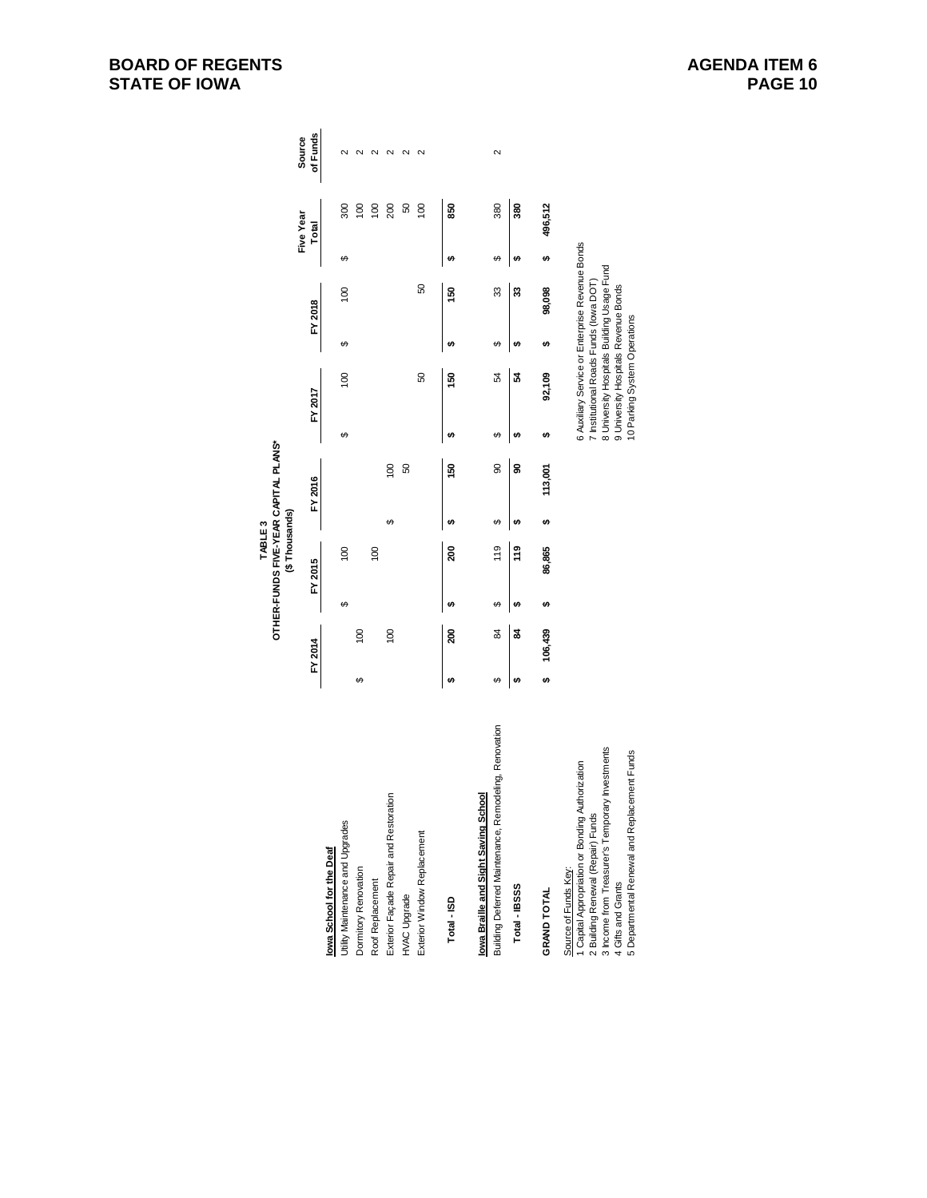**TABLE 3**
**OTHER-FUNDS FIVE-YEAR CAPITAL PLANS***
**($ Thousands)**

| | FY 2014 | FY 2015 | FY 2016 | FY 2017 | FY 2018 | Five Year Total | Source of Funds |
|---|---|---|---|---|---|---|---|
| **Iowa School for the Deaf** | | | | | | | |
| Utility Maintenance and Upgrades | | $ 100 | | $ 100 | $ 100 | $ 300 | 2 |
| Dormitory Renovation | $ 100 | | | | | 100 | 2 |
| Roof Replacement | | 100 | | | | 100 | 2 |
| Exterior Façade Repair and Restoration | 100 | | $ 100 | | | 200 | 2 |
| HVAC Upgrade | | | 50 | | | 50 | 2 |
| Exterior Window Replacement | | | | 50 | 50 | 100 | 2 |
| **Total - ISD** | **$ 200** | **$ 200** | **$ 150** | **$ 150** | **$ 150** | **$ 850** | |
| **Iowa Braille and Sight Saving School** | | | | | | | |
| Building Deferred Maintenance, Remodeling, Renovation | $ 84 | $ 119 | $ 90 | $ 54 | $ 33 | $ 380 | 2 |
| **Total - IBSSS** | **$ 84** | **$ 119** | **$ 90** | **$ 54** | **$ 33** | **$ 380** | |
| **GRAND TOTAL** | **$ 106,439** | **$ 86,865** | **$ 113,001** | **$ 92,109** | **$ 98,098** | **$ 496,512** | |

Source of Funds Key:
1 Capital Appropriation or Bonding Authorization
2 Building Renewal (Repair) Funds
3 Income from Treasurer's Temporary Investments
4 Gifts and Grants
5 Departmental Renewal and Replacement Funds
6 Auxiliary Service or Enterprise Revenue Bonds
7 Institutional Roads Funds (Iowa DOT)
8 University Hospitals Building Usage Fund
9 University Hospitals Revenue Bonds
10 Parking System Operations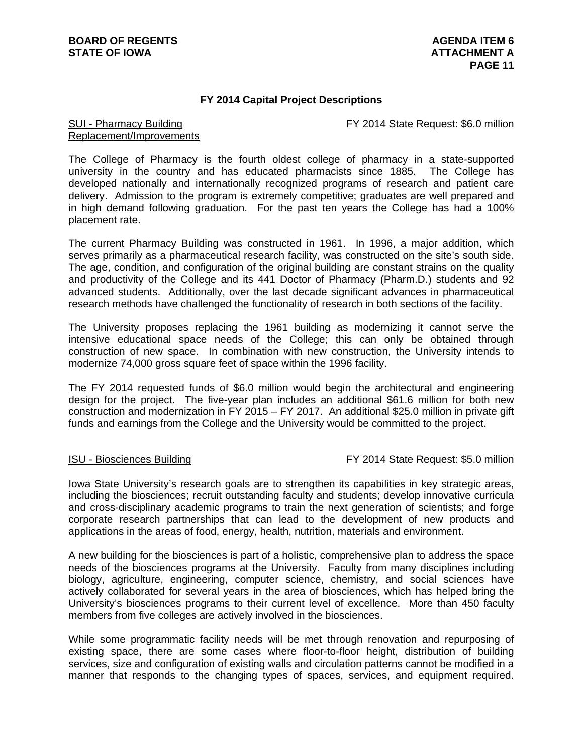## FY 2014 Capital Project Descriptions

SUI - Pharmacy Building Replacement/Improvements — FY 2014 State Request: $6.0 million

The College of Pharmacy is the fourth oldest college of pharmacy in a state-supported university in the country and has educated pharmacists since 1885. The College has developed nationally and internationally recognized programs of research and patient care delivery. Admission to the program is extremely competitive; graduates are well prepared and in high demand following graduation. For the past ten years the College has had a 100% placement rate.

The current Pharmacy Building was constructed in 1961. In 1996, a major addition, which serves primarily as a pharmaceutical research facility, was constructed on the site's south side. The age, condition, and configuration of the original building are constant strains on the quality and productivity of the College and its 441 Doctor of Pharmacy (Pharm.D.) students and 92 advanced students. Additionally, over the last decade significant advances in pharmaceutical research methods have challenged the functionality of research in both sections of the facility.

The University proposes replacing the 1961 building as modernizing it cannot serve the intensive educational space needs of the College; this can only be obtained through construction of new space. In combination with new construction, the University intends to modernize 74,000 gross square feet of space within the 1996 facility.

The FY 2014 requested funds of $6.0 million would begin the architectural and engineering design for the project. The five-year plan includes an additional $61.6 million for both new construction and modernization in FY 2015 – FY 2017. An additional $25.0 million in private gift funds and earnings from the College and the University would be committed to the project.

ISU - Biosciences Building — FY 2014 State Request: $5.0 million

Iowa State University's research goals are to strengthen its capabilities in key strategic areas, including the biosciences; recruit outstanding faculty and students; develop innovative curricula and cross-disciplinary academic programs to train the next generation of scientists; and forge corporate research partnerships that can lead to the development of new products and applications in the areas of food, energy, health, nutrition, materials and environment.

A new building for the biosciences is part of a holistic, comprehensive plan to address the space needs of the biosciences programs at the University. Faculty from many disciplines including biology, agriculture, engineering, computer science, chemistry, and social sciences have actively collaborated for several years in the area of biosciences, which has helped bring the University's biosciences programs to their current level of excellence. More than 450 faculty members from five colleges are actively involved in the biosciences.

While some programmatic facility needs will be met through renovation and repurposing of existing space, there are some cases where floor-to-floor height, distribution of building services, size and configuration of existing walls and circulation patterns cannot be modified in a manner that responds to the changing types of spaces, services, and equipment required.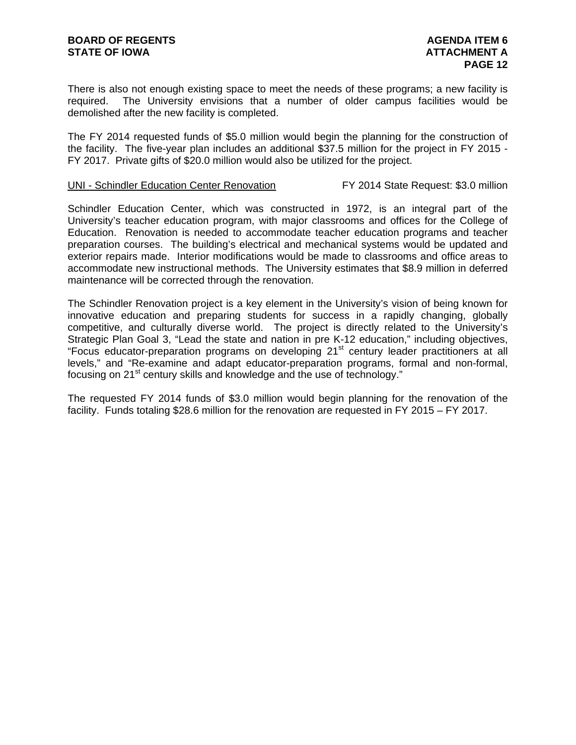There is also not enough existing space to meet the needs of these programs; a new facility is required. The University envisions that a number of older campus facilities would be demolished after the new facility is completed.

The FY 2014 requested funds of $5.0 million would begin the planning for the construction of the facility. The five-year plan includes an additional $37.5 million for the project in FY 2015 - FY 2017. Private gifts of $20.0 million would also be utilized for the project.

UNI - Schindler Education Center Renovation — FY 2014 State Request: $3.0 million

Schindler Education Center, which was constructed in 1972, is an integral part of the University's teacher education program, with major classrooms and offices for the College of Education. Renovation is needed to accommodate teacher education programs and teacher preparation courses. The building's electrical and mechanical systems would be updated and exterior repairs made. Interior modifications would be made to classrooms and office areas to accommodate new instructional methods. The University estimates that $8.9 million in deferred maintenance will be corrected through the renovation.

The Schindler Renovation project is a key element in the University's vision of being known for innovative education and preparing students for success in a rapidly changing, globally competitive, and culturally diverse world. The project is directly related to the University's Strategic Plan Goal 3, "Lead the state and nation in pre K-12 education," including objectives, "Focus educator-preparation programs on developing 21st century leader practitioners at all levels," and "Re-examine and adapt educator-preparation programs, formal and non-formal, focusing on 21st century skills and knowledge and the use of technology."

The requested FY 2014 funds of $3.0 million would begin planning for the renovation of the facility. Funds totaling $28.6 million for the renovation are requested in FY 2015 – FY 2017.